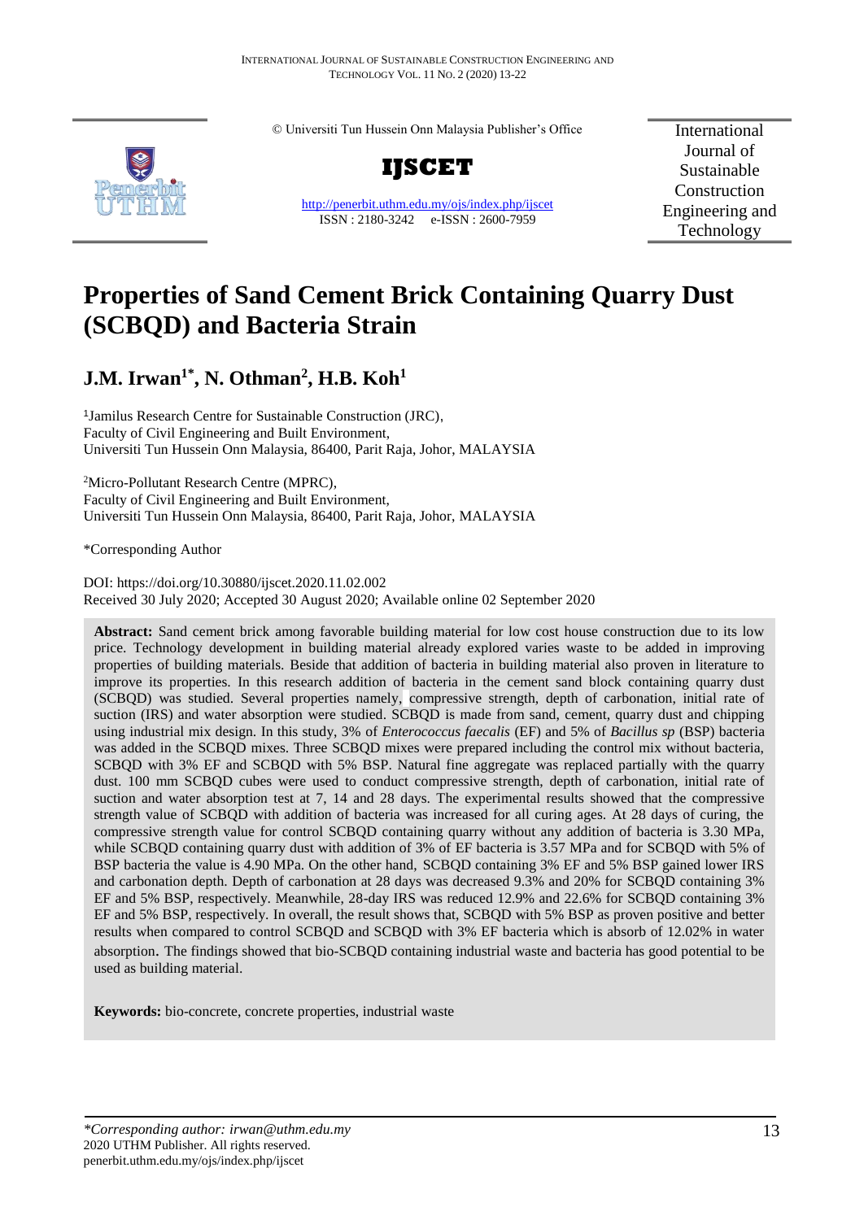© Universiti Tun Hussein Onn Malaysia Publisher's Office

**IJSCET**

http://penerbit.uthm.edu.my/ojs/index.php/ijscet
ISSN : 2180-3242 e-ISSN : 2600-7959

International Journal of Sustainable Construction Engineering and Technology

# Properties of Sand Cement Brick Containing Quarry Dust (SCBQD) and Bacteria Strain

## J.M. Irwan[1*], N. Othman[2], H.B. Koh[1]

[1]Jamilus Research Centre for Sustainable Construction (JRC),
Faculty of Civil Engineering and Built Environment,
Universiti Tun Hussein Onn Malaysia, 86400, Parit Raja, Johor, MALAYSIA

[2]Micro-Pollutant Research Centre (MPRC),
Faculty of Civil Engineering and Built Environment,
Universiti Tun Hussein Onn Malaysia, 86400, Parit Raja, Johor, MALAYSIA

*Corresponding Author

DOI: https://doi.org/10.30880/ijscet.2020.11.02.002
Received 30 July 2020; Accepted 30 August 2020; Available online 02 September 2020

**Abstract:** Sand cement brick among favorable building material for low cost house construction due to its low price. Technology development in building material already explored varies waste to be added in improving properties of building materials. Beside that addition of bacteria in building material also proven in literature to improve its properties. In this research addition of bacteria in the cement sand block containing quarry dust (SCBQD) was studied. Several properties namely, compressive strength, depth of carbonation, initial rate of suction (IRS) and water absorption were studied. SCBQD is made from sand, cement, quarry dust and chipping using industrial mix design. In this study, 3% of *Enterococcus faecalis* (EF) and 5% of *Bacillus sp* (BSP) bacteria was added in the SCBQD mixes. Three SCBQD mixes were prepared including the control mix without bacteria, SCBQD with 3% EF and SCBQD with 5% BSP. Natural fine aggregate was replaced partially with the quarry dust. 100 mm SCBQD cubes were used to conduct compressive strength, depth of carbonation, initial rate of suction and water absorption test at 7, 14 and 28 days. The experimental results showed that the compressive strength value of SCBQD with addition of bacteria was increased for all curing ages. At 28 days of curing, the compressive strength value for control SCBQD containing quarry without any addition of bacteria is 3.30 MPa, while SCBQD containing quarry dust with addition of 3% of EF bacteria is 3.57 MPa and for SCBQD with 5% of BSP bacteria the value is 4.90 MPa. On the other hand, SCBQD containing 3% EF and 5% BSP gained lower IRS and carbonation depth. Depth of carbonation at 28 days was decreased 9.3% and 20% for SCBQD containing 3% EF and 5% BSP, respectively. Meanwhile, 28-day IRS was reduced 12.9% and 22.6% for SCBQD containing 3% EF and 5% BSP, respectively. In overall, the result shows that, SCBQD with 5% BSP as proven positive and better results when compared to control SCBQD and SCBQD with 3% EF bacteria which is absorb of 12.02% in water absorption. The findings showed that bio-SCBQD containing industrial waste and bacteria has good potential to be used as building material.

**Keywords:** bio-concrete, concrete properties, industrial waste

---

*\*Corresponding author: irwan@uthm.edu.my*
2020 UTHM Publisher. All rights reserved.
penerbit.uthm.edu.my/ojs/index.php/ijscet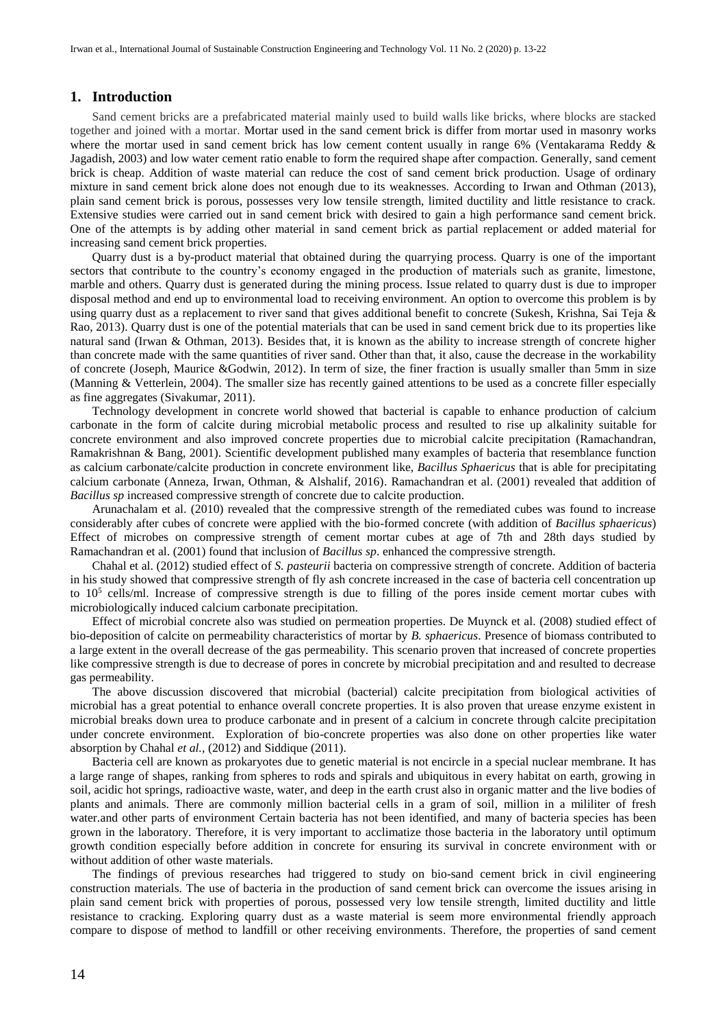## 1. Introduction

Sand cement bricks are a prefabricated material mainly used to build walls like bricks, where blocks are stacked together and joined with a mortar. Mortar used in the sand cement brick is differ from mortar used in masonry works where the mortar used in sand cement brick has low cement content usually in range 6% (Ventakarama Reddy & Jagadish, 2003) and low water cement ratio enable to form the required shape after compaction. Generally, sand cement brick is cheap. Addition of waste material can reduce the cost of sand cement brick production. Usage of ordinary mixture in sand cement brick alone does not enough due to its weaknesses. According to Irwan and Othman (2013), plain sand cement brick is porous, possesses very low tensile strength, limited ductility and little resistance to crack. Extensive studies were carried out in sand cement brick with desired to gain a high performance sand cement brick. One of the attempts is by adding other material in sand cement brick as partial replacement or added material for increasing sand cement brick properties.

Quarry dust is a by-product material that obtained during the quarrying process. Quarry is one of the important sectors that contribute to the country's economy engaged in the production of materials such as granite, limestone, marble and others. Quarry dust is generated during the mining process. Issue related to quarry dust is due to improper disposal method and end up to environmental load to receiving environment. An option to overcome this problem is by using quarry dust as a replacement to river sand that gives additional benefit to concrete (Sukesh, Krishna, Sai Teja & Rao, 2013). Quarry dust is one of the potential materials that can be used in sand cement brick due to its properties like natural sand (Irwan & Othman, 2013). Besides that, it is known as the ability to increase strength of concrete higher than concrete made with the same quantities of river sand. Other than that, it also, cause the decrease in the workability of concrete (Joseph, Maurice &Godwin, 2012). In term of size, the finer fraction is usually smaller than 5mm in size (Manning & Vetterlein, 2004). The smaller size has recently gained attentions to be used as a concrete filler especially as fine aggregates (Sivakumar, 2011).

Technology development in concrete world showed that bacterial is capable to enhance production of calcium carbonate in the form of calcite during microbial metabolic process and resulted to rise up alkalinity suitable for concrete environment and also improved concrete properties due to microbial calcite precipitation (Ramachandran, Ramakrishnan & Bang, 2001). Scientific development published many examples of bacteria that resemblance function as calcium carbonate/calcite production in concrete environment like, *Bacillus Sphaericus* that is able for precipitating calcium carbonate (Anneza, Irwan, Othman, & Alshalif, 2016). Ramachandran et al. (2001) revealed that addition of *Bacillus sp* increased compressive strength of concrete due to calcite production.

Arunachalam et al. (2010) revealed that the compressive strength of the remediated cubes was found to increase considerably after cubes of concrete were applied with the bio-formed concrete (with addition of *Bacillus sphaericus*) Effect of microbes on compressive strength of cement mortar cubes at age of 7th and 28th days studied by Ramachandran et al. (2001) found that inclusion of *Bacillus sp*. enhanced the compressive strength.

Chahal et al. (2012) studied effect of *S. pasteurii* bacteria on compressive strength of concrete. Addition of bacteria in his study showed that compressive strength of fly ash concrete increased in the case of bacteria cell concentration up to $10^5$ cells/ml. Increase of compressive strength is due to filling of the pores inside cement mortar cubes with microbiologically induced calcium carbonate precipitation.

Effect of microbial concrete also was studied on permeation properties. De Muynck et al. (2008) studied effect of bio-deposition of calcite on permeability characteristics of mortar by *B. sphaericus*. Presence of biomass contributed to a large extent in the overall decrease of the gas permeability. This scenario proven that increased of concrete properties like compressive strength is due to decrease of pores in concrete by microbial precipitation and and resulted to decrease gas permeability.

The above discussion discovered that microbial (bacterial) calcite precipitation from biological activities of microbial has a great potential to enhance overall concrete properties. It is also proven that urease enzyme existent in microbial breaks down urea to produce carbonate and in present of a calcium in concrete through calcite precipitation under concrete environment. Exploration of bio-concrete properties was also done on other properties like water absorption by Chahal *et al.*, (2012) and Siddique (2011).

Bacteria cell are known as prokaryotes due to genetic material is not encircle in a special nuclear membrane. It has a large range of shapes, ranking from spheres to rods and spirals and ubiquitous in every habitat on earth, growing in soil, acidic hot springs, radioactive waste, water, and deep in the earth crust also in organic matter and the live bodies of plants and animals. There are commonly million bacterial cells in a gram of soil, million in a mililiter of fresh water.and other parts of environment Certain bacteria has not been identified, and many of bacteria species has been grown in the laboratory. Therefore, it is very important to acclimatize those bacteria in the laboratory until optimum growth condition especially before addition in concrete for ensuring its survival in concrete environment with or without addition of other waste materials.

The findings of previous researches had triggered to study on bio-sand cement brick in civil engineering construction materials. The use of bacteria in the production of sand cement brick can overcome the issues arising in plain sand cement brick with properties of porous, possessed very low tensile strength, limited ductility and little resistance to cracking. Exploring quarry dust as a waste material is seem more environmental friendly approach compare to dispose of method to landfill or other receiving environments. Therefore, the properties of sand cement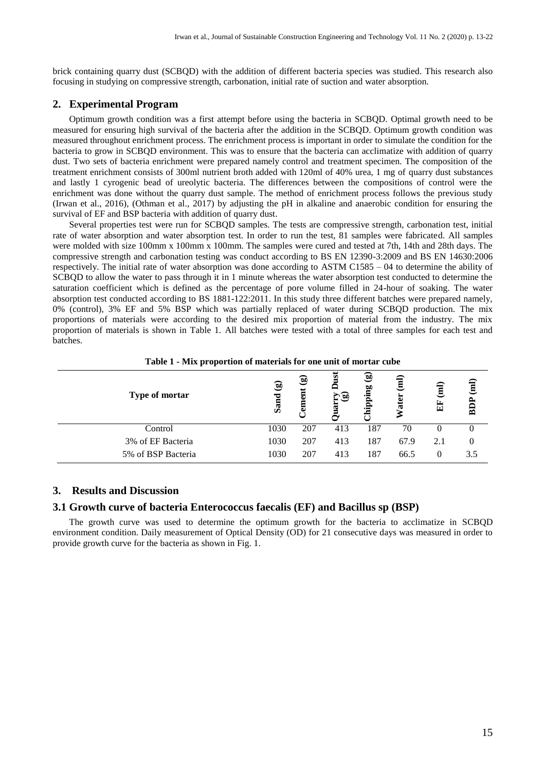brick containing quarry dust (SCBQD) with the addition of different bacteria species was studied. This research also focusing in studying on compressive strength, carbonation, initial rate of suction and water absorption.

## 2. Experimental Program

Optimum growth condition was a first attempt before using the bacteria in SCBQD. Optimal growth need to be measured for ensuring high survival of the bacteria after the addition in the SCBQD. Optimum growth condition was measured throughout enrichment process. The enrichment process is important in order to simulate the condition for the bacteria to grow in SCBQD environment. This was to ensure that the bacteria can acclimatize with addition of quarry dust. Two sets of bacteria enrichment were prepared namely control and treatment specimen. The composition of the treatment enrichment consists of 300ml nutrient broth added with 120ml of 40% urea, 1 mg of quarry dust substances and lastly 1 cyrogenic bead of ureolytic bacteria. The differences between the compositions of control were the enrichment was done without the quarry dust sample. The method of enrichment process follows the previous study (Irwan et al., 2016), (Othman et al., 2017) by adjusting the pH in alkaline and anaerobic condition for ensuring the survival of EF and BSP bacteria with addition of quarry dust.

Several properties test were run for SCBQD samples. The tests are compressive strength, carbonation test, initial rate of water absorption and water absorption test. In order to run the test, 81 samples were fabricated. All samples were molded with size 100mm x 100mm x 100mm. The samples were cured and tested at 7th, 14th and 28th days. The compressive strength and carbonation testing was conduct according to BS EN 12390-3:2009 and BS EN 14630:2006 respectively. The initial rate of water absorption was done according to ASTM C1585 – 04 to determine the ability of SCBQD to allow the water to pass through it in 1 minute whereas the water absorption test conducted to determine the saturation coefficient which is defined as the percentage of pore volume filled in 24-hour of soaking. The water absorption test conducted according to BS 1881-122:2011. In this study three different batches were prepared namely, 0% (control), 3% EF and 5% BSP which was partially replaced of water during SCBQD production. The mix proportions of materials were according to the desired mix proportion of material from the industry. The mix proportion of materials is shown in Table 1. All batches were tested with a total of three samples for each test and batches.

**Table 1 - Mix proportion of materials for one unit of mortar cube**

| Type of mortar | Sand (g) | Cement (g) | Quarry Dust (g) | Chipping (g) | Water (ml) | EF (ml) | BDP (ml) |
|---|---|---|---|---|---|---|---|
| Control | 1030 | 207 | 413 | 187 | 70 | 0 | 0 |
| 3% of EF Bacteria | 1030 | 207 | 413 | 187 | 67.9 | 2.1 | 0 |
| 5% of BSP Bacteria | 1030 | 207 | 413 | 187 | 66.5 | 0 | 3.5 |

## 3. Results and Discussion

### 3.1 Growth curve of bacteria Enterococcus faecalis (EF) and Bacillus sp (BSP)

The growth curve was used to determine the optimum growth for the bacteria to acclimatize in SCBQD environment condition. Daily measurement of Optical Density (OD) for 21 consecutive days was measured in order to provide growth curve for the bacteria as shown in Fig. 1.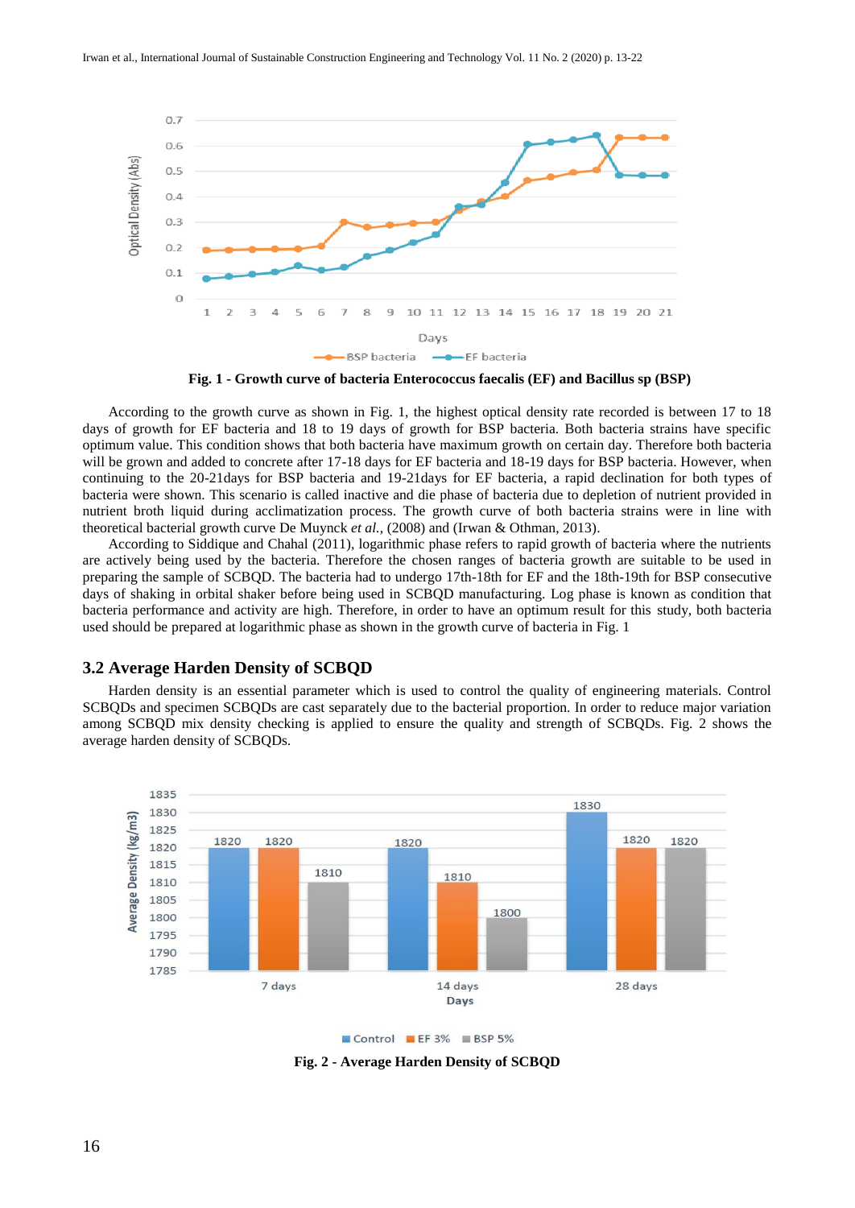Fig. 1 - Growth curve of bacteria Enterococcus faecalis (EF) and Bacillus sp (BSP)

According to the growth curve as shown in Fig. 1, the highest optical density rate recorded is between 17 to 18 days of growth for EF bacteria and 18 to 19 days of growth for BSP bacteria. Both bacteria strains have specific optimum value. This condition shows that both bacteria have maximum growth on certain day. Therefore both bacteria will be grown and added to concrete after 17-18 days for EF bacteria and 18-19 days for BSP bacteria. However, when continuing to the 20-21days for BSP bacteria and 19-21days for EF bacteria, a rapid declination for both types of bacteria were shown. This scenario is called inactive and die phase of bacteria due to depletion of nutrient provided in nutrient broth liquid during acclimatization process. The growth curve of both bacteria strains were in line with theoretical bacterial growth curve De Muynck *et al.*, (2008) and (Irwan & Othman, 2013).

According to Siddique and Chahal (2011), logarithmic phase refers to rapid growth of bacteria where the nutrients are actively being used by the bacteria. Therefore the chosen ranges of bacteria growth are suitable to be used in preparing the sample of SCBQD. The bacteria had to undergo 17th-18th for EF and the 18th-19th for BSP consecutive days of shaking in orbital shaker before being used in SCBQD manufacturing. Log phase is known as condition that bacteria performance and activity are high. Therefore, in order to have an optimum result for this study, both bacteria used should be prepared at logarithmic phase as shown in the growth curve of bacteria in Fig. 1

## 3.2 Average Harden Density of SCBQD

Harden density is an essential parameter which is used to control the quality of engineering materials. Control SCBQDs and specimen SCBQDs are cast separately due to the bacterial proportion. In order to reduce major variation among SCBQD mix density checking is applied to ensure the quality and strength of SCBQDs. Fig. 2 shows the average harden density of SCBQDs.

Fig. 2 - Average Harden Density of SCBQD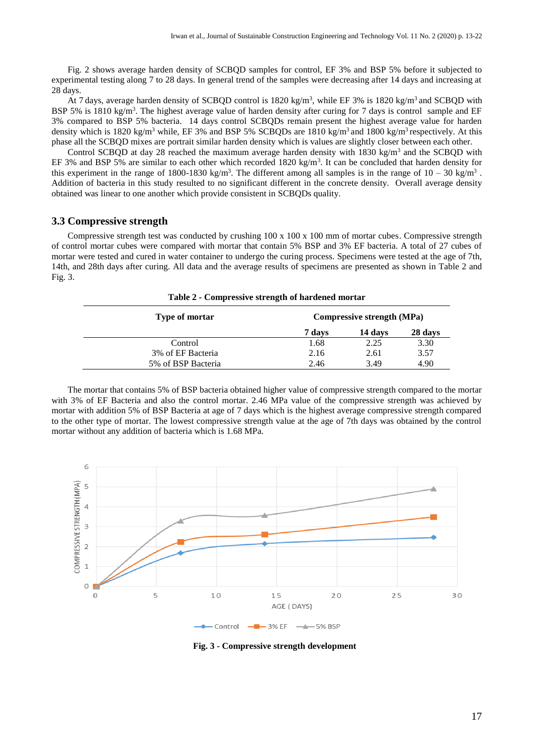Fig. 2 shows average harden density of SCBQD samples for control, EF 3% and BSP 5% before it subjected to experimental testing along 7 to 28 days. In general trend of the samples were decreasing after 14 days and increasing at 28 days.

At 7 days, average harden density of SCBQD control is 1820 kg/m$^3$, while EF 3% is 1820 kg/m$^3$ and SCBQD with BSP 5% is 1810 kg/m$^3$. The highest average value of harden density after curing for 7 days is control sample and EF 3% compared to BSP 5% bacteria. 14 days control SCBQDs remain present the highest average value for harden density which is 1820 kg/m$^3$ while, EF 3% and BSP 5% SCBQDs are 1810 kg/m$^3$ and 1800 kg/m$^3$ respectively. At this phase all the SCBQD mixes are portrait similar harden density which is values are slightly closer between each other.

Control SCBQD at day 28 reached the maximum average harden density with 1830 kg/m$^3$ and the SCBQD with EF 3% and BSP 5% are similar to each other which recorded 1820 kg/m$^3$. It can be concluded that harden density for this experiment in the range of 1800-1830 kg/m$^3$. The different among all samples is in the range of 10 – 30 kg/m$^3$ . Addition of bacteria in this study resulted to no significant different in the concrete density. Overall average density obtained was linear to one another which provide consistent in SCBQDs quality.

## 3.3 Compressive strength

Compressive strength test was conducted by crushing 100 x 100 x 100 mm of mortar cubes. Compressive strength of control mortar cubes were compared with mortar that contain 5% BSP and 3% EF bacteria. A total of 27 cubes of mortar were tested and cured in water container to undergo the curing process. Specimens were tested at the age of 7th, 14th, and 28th days after curing. All data and the average results of specimens are presented as shown in Table 2 and Fig. 3.

**Table 2 - Compressive strength of hardened mortar**

| Type of mortar | Compressive strength (MPa) | | |
|---|---|---|---|
| | 7 days | 14 days | 28 days |
| Control | 1.68 | 2.25 | 3.30 |
| 3% of EF Bacteria | 2.16 | 2.61 | 3.57 |
| 5% of BSP Bacteria | 2.46 | 3.49 | 4.90 |

The mortar that contains 5% of BSP bacteria obtained higher value of compressive strength compared to the mortar with 3% of EF Bacteria and also the control mortar. 2.46 MPa value of the compressive strength was achieved by mortar with addition 5% of BSP Bacteria at age of 7 days which is the highest average compressive strength compared to the other type of mortar. The lowest compressive strength value at the age of 7th days was obtained by the control mortar without any addition of bacteria which is 1.68 MPa.

**Fig. 3 - Compressive strength development**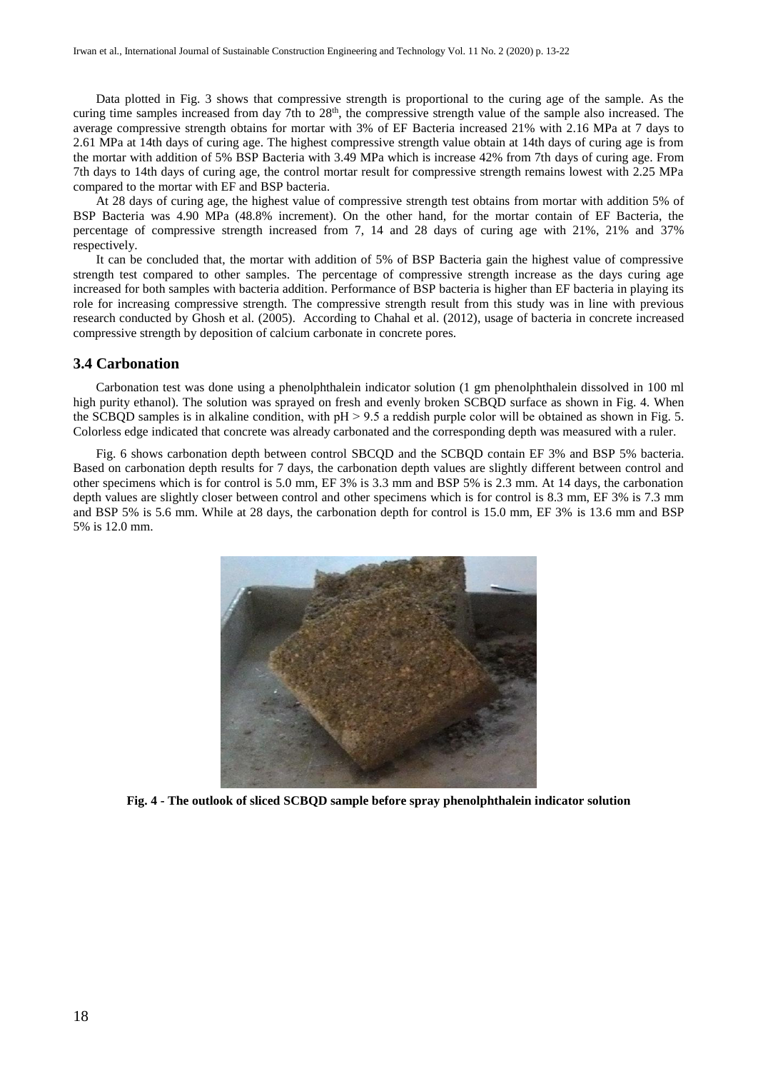Data plotted in Fig. 3 shows that compressive strength is proportional to the curing age of the sample. As the curing time samples increased from day 7th to 28th, the compressive strength value of the sample also increased. The average compressive strength obtains for mortar with 3% of EF Bacteria increased 21% with 2.16 MPa at 7 days to 2.61 MPa at 14th days of curing age. The highest compressive strength value obtain at 14th days of curing age is from the mortar with addition of 5% BSP Bacteria with 3.49 MPa which is increase 42% from 7th days of curing age. From 7th days to 14th days of curing age, the control mortar result for compressive strength remains lowest with 2.25 MPa compared to the mortar with EF and BSP bacteria.

At 28 days of curing age, the highest value of compressive strength test obtains from mortar with addition 5% of BSP Bacteria was 4.90 MPa (48.8% increment). On the other hand, for the mortar contain of EF Bacteria, the percentage of compressive strength increased from 7, 14 and 28 days of curing age with 21%, 21% and 37% respectively.

It can be concluded that, the mortar with addition of 5% of BSP Bacteria gain the highest value of compressive strength test compared to other samples. The percentage of compressive strength increase as the days curing age increased for both samples with bacteria addition. Performance of BSP bacteria is higher than EF bacteria in playing its role for increasing compressive strength. The compressive strength result from this study was in line with previous research conducted by Ghosh et al. (2005). According to Chahal et al. (2012), usage of bacteria in concrete increased compressive strength by deposition of calcium carbonate in concrete pores.

## 3.4 Carbonation

Carbonation test was done using a phenolphthalein indicator solution (1 gm phenolphthalein dissolved in 100 ml high purity ethanol). The solution was sprayed on fresh and evenly broken SCBQD surface as shown in Fig. 4. When the SCBQD samples is in alkaline condition, with pH > 9.5 a reddish purple color will be obtained as shown in Fig. 5. Colorless edge indicated that concrete was already carbonated and the corresponding depth was measured with a ruler.

Fig. 6 shows carbonation depth between control SBCQD and the SCBQD contain EF 3% and BSP 5% bacteria. Based on carbonation depth results for 7 days, the carbonation depth values are slightly different between control and other specimens which is for control is 5.0 mm, EF 3% is 3.3 mm and BSP 5% is 2.3 mm. At 14 days, the carbonation depth values are slightly closer between control and other specimens which is for control is 8.3 mm, EF 3% is 7.3 mm and BSP 5% is 5.6 mm. While at 28 days, the carbonation depth for control is 15.0 mm, EF 3% is 13.6 mm and BSP 5% is 12.0 mm.

**Fig. 4 - The outlook of sliced SCBQD sample before spray phenolphthalein indicator solution**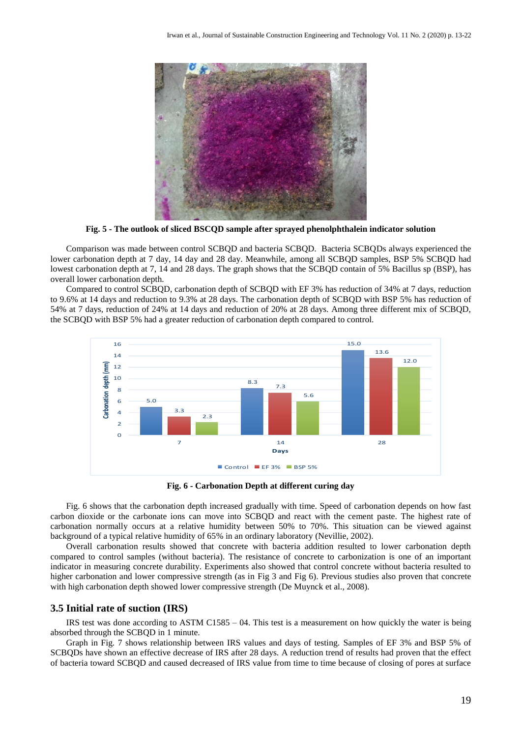**Fig. 5 - The outlook of sliced BSCQD sample after sprayed phenolphthalein indicator solution**

Comparison was made between control SCBQD and bacteria SCBQD. Bacteria SCBQDs always experienced the lower carbonation depth at 7 day, 14 day and 28 day. Meanwhile, among all SCBQD samples, BSP 5% SCBQD had lowest carbonation depth at 7, 14 and 28 days. The graph shows that the SCBQD contain of 5% Bacillus sp (BSP), has overall lower carbonation depth.

Compared to control SCBQD, carbonation depth of SCBQD with EF 3% has reduction of 34% at 7 days, reduction to 9.6% at 14 days and reduction to 9.3% at 28 days. The carbonation depth of SCBQD with BSP 5% has reduction of 54% at 7 days, reduction of 24% at 14 days and reduction of 20% at 28 days. Among three different mix of SCBQD, the SCBQD with BSP 5% had a greater reduction of carbonation depth compared to control.

**Fig. 6 - Carbonation Depth at different curing day**

Fig. 6 shows that the carbonation depth increased gradually with time. Speed of carbonation depends on how fast carbon dioxide or the carbonate ions can move into SCBQD and react with the cement paste. The highest rate of carbonation normally occurs at a relative humidity between 50% to 70%. This situation can be viewed against background of a typical relative humidity of 65% in an ordinary laboratory (Nevillie, 2002).

Overall carbonation results showed that concrete with bacteria addition resulted to lower carbonation depth compared to control samples (without bacteria). The resistance of concrete to carbonization is one of an important indicator in measuring concrete durability. Experiments also showed that control concrete without bacteria resulted to higher carbonation and lower compressive strength (as in Fig 3 and Fig 6). Previous studies also proven that concrete with high carbonation depth showed lower compressive strength (De Muynck et al., 2008).

## 3.5 Initial rate of suction (IRS)

IRS test was done according to ASTM C1585 – 04. This test is a measurement on how quickly the water is being absorbed through the SCBQD in 1 minute.

Graph in Fig. 7 shows relationship between IRS values and days of testing. Samples of EF 3% and BSP 5% of SCBQDs have shown an effective decrease of IRS after 28 days. A reduction trend of results had proven that the effect of bacteria toward SCBQD and caused decreased of IRS value from time to time because of closing of pores at surface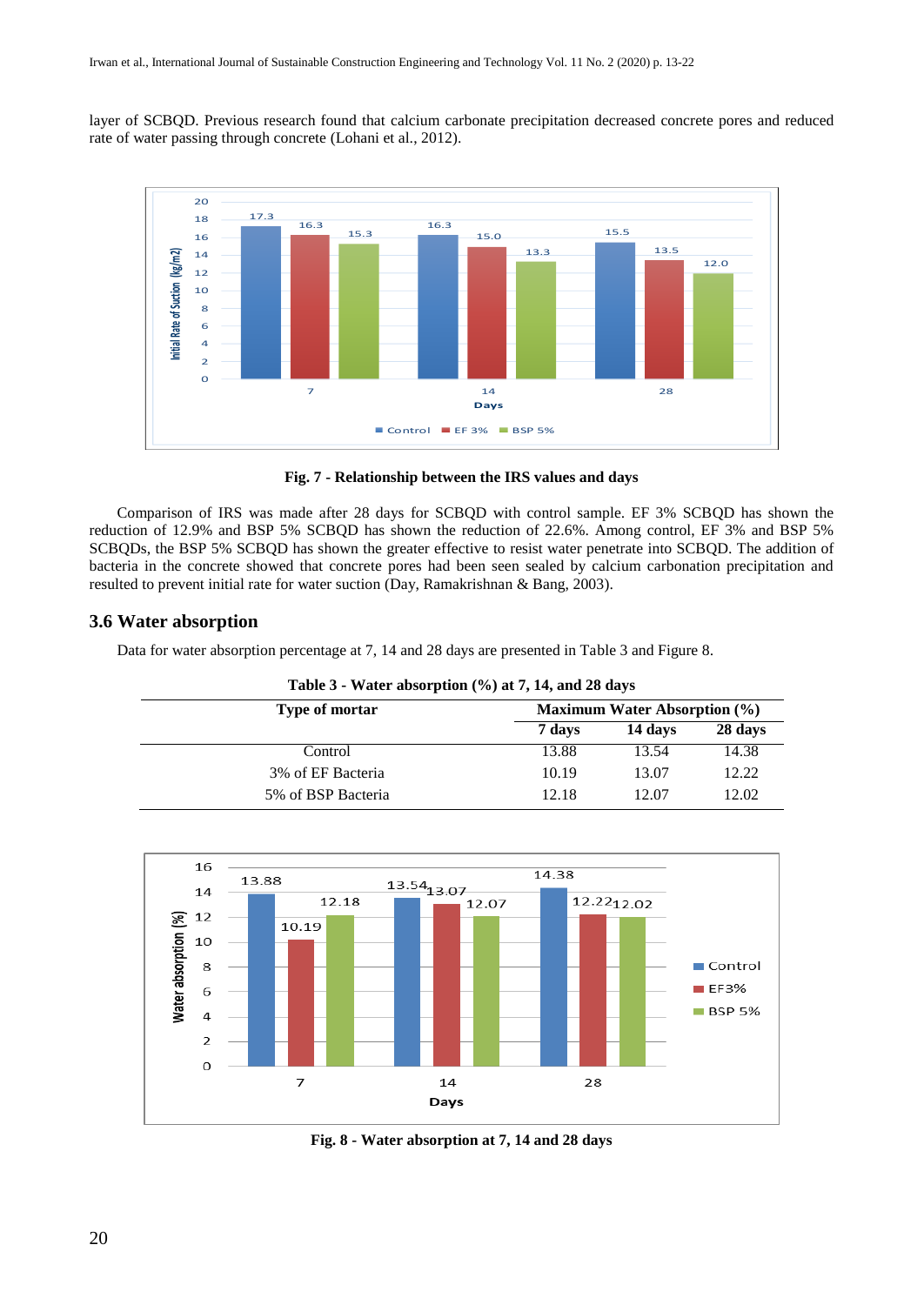layer of SCBQD. Previous research found that calcium carbonate precipitation decreased concrete pores and reduced rate of water passing through concrete (Lohani et al., 2012).

**Fig. 7 - Relationship between the IRS values and days**

Comparison of IRS was made after 28 days for SCBQD with control sample. EF 3% SCBQD has shown the reduction of 12.9% and BSP 5% SCBQD has shown the reduction of 22.6%. Among control, EF 3% and BSP 5% SCBQDs, the BSP 5% SCBQD has shown the greater effective to resist water penetrate into SCBQD. The addition of bacteria in the concrete showed that concrete pores had been seen sealed by calcium carbonation precipitation and resulted to prevent initial rate for water suction (Day, Ramakrishnan & Bang, 2003).

## 3.6 Water absorption

Data for water absorption percentage at 7, 14 and 28 days are presented in Table 3 and Figure 8.

**Table 3 - Water absorption (%) at 7, 14, and 28 days**

| Type of mortar | Maximum Water Absorption (%) | | |
|---|---|---|---|
| | 7 days | 14 days | 28 days |
| Control | 13.88 | 13.54 | 14.38 |
| 3% of EF Bacteria | 10.19 | 13.07 | 12.22 |
| 5% of BSP Bacteria | 12.18 | 12.07 | 12.02 |

**Fig. 8 - Water absorption at 7, 14 and 28 days**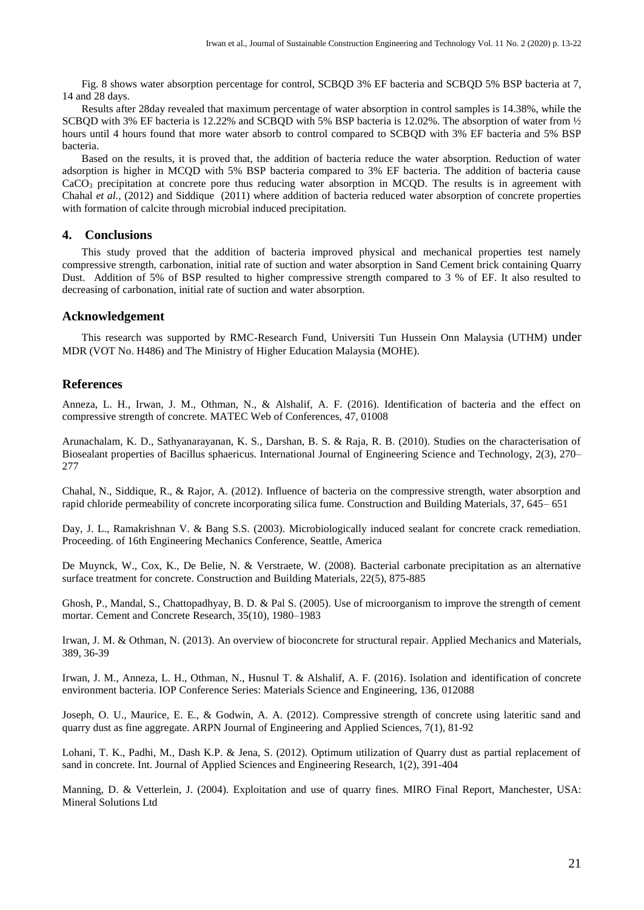Fig. 8 shows water absorption percentage for control, SCBQD 3% EF bacteria and SCBQD 5% BSP bacteria at 7, 14 and 28 days.

Results after 28day revealed that maximum percentage of water absorption in control samples is 14.38%, while the SCBQD with 3% EF bacteria is 12.22% and SCBQD with 5% BSP bacteria is 12.02%. The absorption of water from ½ hours until 4 hours found that more water absorb to control compared to SCBQD with 3% EF bacteria and 5% BSP bacteria.

Based on the results, it is proved that, the addition of bacteria reduce the water absorption. Reduction of water adsorption is higher in MCQD with 5% BSP bacteria compared to 3% EF bacteria. The addition of bacteria cause $CaCO_3$ precipitation at concrete pore thus reducing water absorption in MCQD. The results is in agreement with Chahal *et al.*, (2012) and Siddique (2011) where addition of bacteria reduced water absorption of concrete properties with formation of calcite through microbial induced precipitation.

## 4. Conclusions

This study proved that the addition of bacteria improved physical and mechanical properties test namely compressive strength, carbonation, initial rate of suction and water absorption in Sand Cement brick containing Quarry Dust. Addition of 5% of BSP resulted to higher compressive strength compared to 3 % of EF. It also resulted to decreasing of carbonation, initial rate of suction and water absorption.

## Acknowledgement

This research was supported by RMC-Research Fund, Universiti Tun Hussein Onn Malaysia (UTHM) under MDR (VOT No. H486) and The Ministry of Higher Education Malaysia (MOHE).

## References

Anneza, L. H., Irwan, J. M., Othman, N., & Alshalif, A. F. (2016). Identification of bacteria and the effect on compressive strength of concrete. MATEC Web of Conferences, 47, 01008

Arunachalam, K. D., Sathyanarayanan, K. S., Darshan, B. S. & Raja, R. B. (2010). Studies on the characterisation of Biosealant properties of Bacillus sphaericus. International Journal of Engineering Science and Technology, 2(3), 270–277

Chahal, N., Siddique, R., & Rajor, A. (2012). Influence of bacteria on the compressive strength, water absorption and rapid chloride permeability of concrete incorporating silica fume. Construction and Building Materials, 37, 645– 651

Day, J. L., Ramakrishnan V. & Bang S.S. (2003). Microbiologically induced sealant for concrete crack remediation. Proceeding. of 16th Engineering Mechanics Conference, Seattle, America

De Muynck, W., Cox, K., De Belie, N. & Verstraete, W. (2008). Bacterial carbonate precipitation as an alternative surface treatment for concrete. Construction and Building Materials, 22(5), 875-885

Ghosh, P., Mandal, S., Chattopadhyay, B. D. & Pal S. (2005). Use of microorganism to improve the strength of cement mortar. Cement and Concrete Research, 35(10), 1980–1983

Irwan, J. M. & Othman, N. (2013). An overview of bioconcrete for structural repair. Applied Mechanics and Materials, 389, 36-39

Irwan, J. M., Anneza, L. H., Othman, N., Husnul T. & Alshalif, A. F. (2016). Isolation and identification of concrete environment bacteria. IOP Conference Series: Materials Science and Engineering, 136, 012088

Joseph, O. U., Maurice, E. E., & Godwin, A. A. (2012). Compressive strength of concrete using lateritic sand and quarry dust as fine aggregate. ARPN Journal of Engineering and Applied Sciences, 7(1), 81-92

Lohani, T. K., Padhi, M., Dash K.P. & Jena, S. (2012). Optimum utilization of Quarry dust as partial replacement of sand in concrete. Int. Journal of Applied Sciences and Engineering Research, 1(2), 391-404

Manning, D. & Vetterlein, J. (2004). Exploitation and use of quarry fines. MIRO Final Report, Manchester, USA: Mineral Solutions Ltd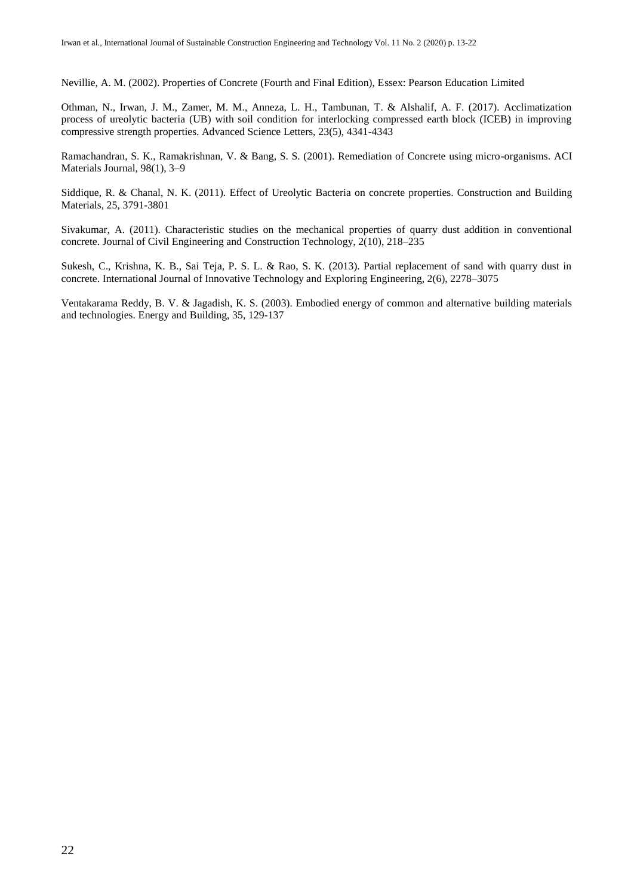Nevillie, A. M. (2002). Properties of Concrete (Fourth and Final Edition), Essex: Pearson Education Limited

Othman, N., Irwan, J. M., Zamer, M. M., Anneza, L. H., Tambunan, T. & Alshalif, A. F. (2017). Acclimatization process of ureolytic bacteria (UB) with soil condition for interlocking compressed earth block (ICEB) in improving compressive strength properties. Advanced Science Letters, 23(5), 4341-4343

Ramachandran, S. K., Ramakrishnan, V. & Bang, S. S. (2001). Remediation of Concrete using micro-organisms. ACI Materials Journal, 98(1), 3–9

Siddique, R. & Chanal, N. K. (2011). Effect of Ureolytic Bacteria on concrete properties. Construction and Building Materials, 25, 3791-3801

Sivakumar, A. (2011). Characteristic studies on the mechanical properties of quarry dust addition in conventional concrete. Journal of Civil Engineering and Construction Technology, 2(10), 218–235

Sukesh, C., Krishna, K. B., Sai Teja, P. S. L. & Rao, S. K. (2013). Partial replacement of sand with quarry dust in concrete. International Journal of Innovative Technology and Exploring Engineering, 2(6), 2278–3075

Ventakarama Reddy, B. V. & Jagadish, K. S. (2003). Embodied energy of common and alternative building materials and technologies. Energy and Building, 35, 129-137